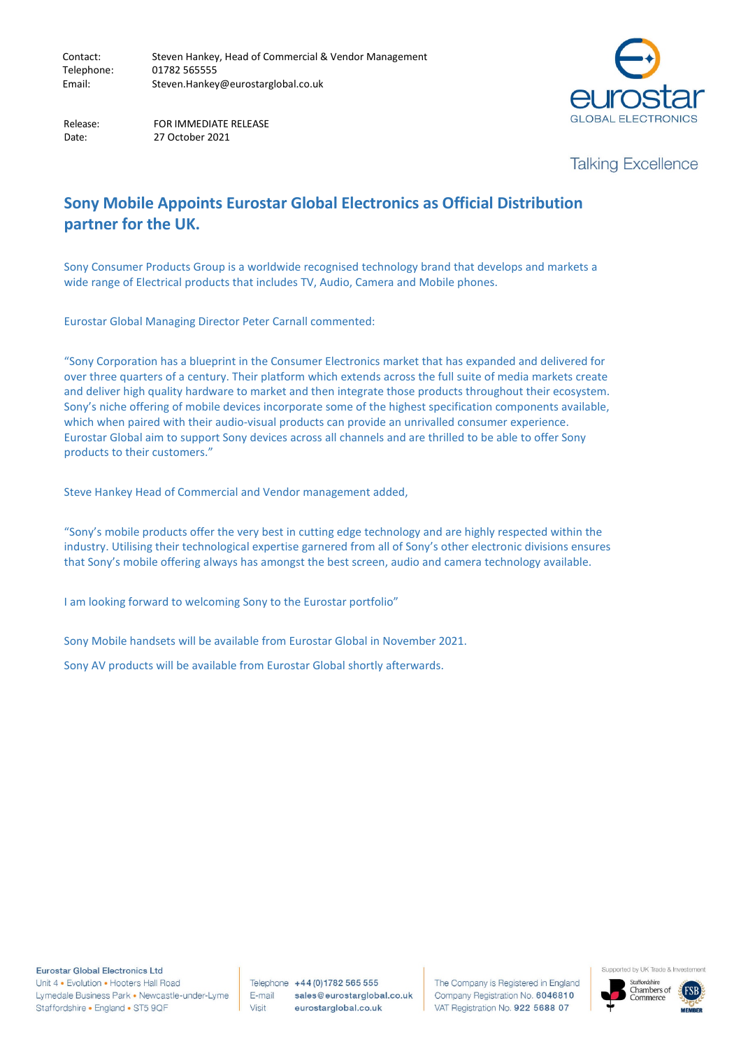Contact: Steven Hankey, Head of Commercial & Vendor Management
Telephone: 01782 565555
Email: Steven.Hankey@eurostarglobal.co.uk

Release: FOR IMMEDIATE RELEASE
Date: 27 October 2021

eurostar GLOBAL ELECTRONICS

Talking Excellence

## Sony Mobile Appoints Eurostar Global Electronics as Official Distribution partner for the UK.

Sony Consumer Products Group is a worldwide recognised technology brand that develops and markets a wide range of Electrical products that includes TV, Audio, Camera and Mobile phones.

Eurostar Global Managing Director Peter Carnall commented:

"Sony Corporation has a blueprint in the Consumer Electronics market that has expanded and delivered for over three quarters of a century. Their platform which extends across the full suite of media markets create and deliver high quality hardware to market and then integrate those products throughout their ecosystem. Sony's niche offering of mobile devices incorporate some of the highest specification components available, which when paired with their audio-visual products can provide an unrivalled consumer experience. Eurostar Global aim to support Sony devices across all channels and are thrilled to be able to offer Sony products to their customers."

Steve Hankey Head of Commercial and Vendor management added,

"Sony's mobile products offer the very best in cutting edge technology and are highly respected within the industry. Utilising their technological expertise garnered from all of Sony's other electronic divisions ensures that Sony's mobile offering always has amongst the best screen, audio and camera technology available.

I am looking forward to welcoming Sony to the Eurostar portfolio"

Sony Mobile handsets will be available from Eurostar Global in November 2021.

Sony AV products will be available from Eurostar Global shortly afterwards.

**Eurostar Global Electronics Ltd**
Unit 4 • Evolution • Hooters Hall Road
Lymedale Business Park • Newcastle-under-Lyme
Staffordshire • England • ST5 9QF

Telephone **+44 (0)1782 565 555**
E-mail **sales@eurostarglobal.co.uk**
Visit **eurostarglobal.co.uk**

The Company is Registered in England
Company Registration No. **6046810**
VAT Registration No. **922 5688 07**

Supported by UK Trade & Investment
Staffordshire Chambers of Commerce
FSB MEMBER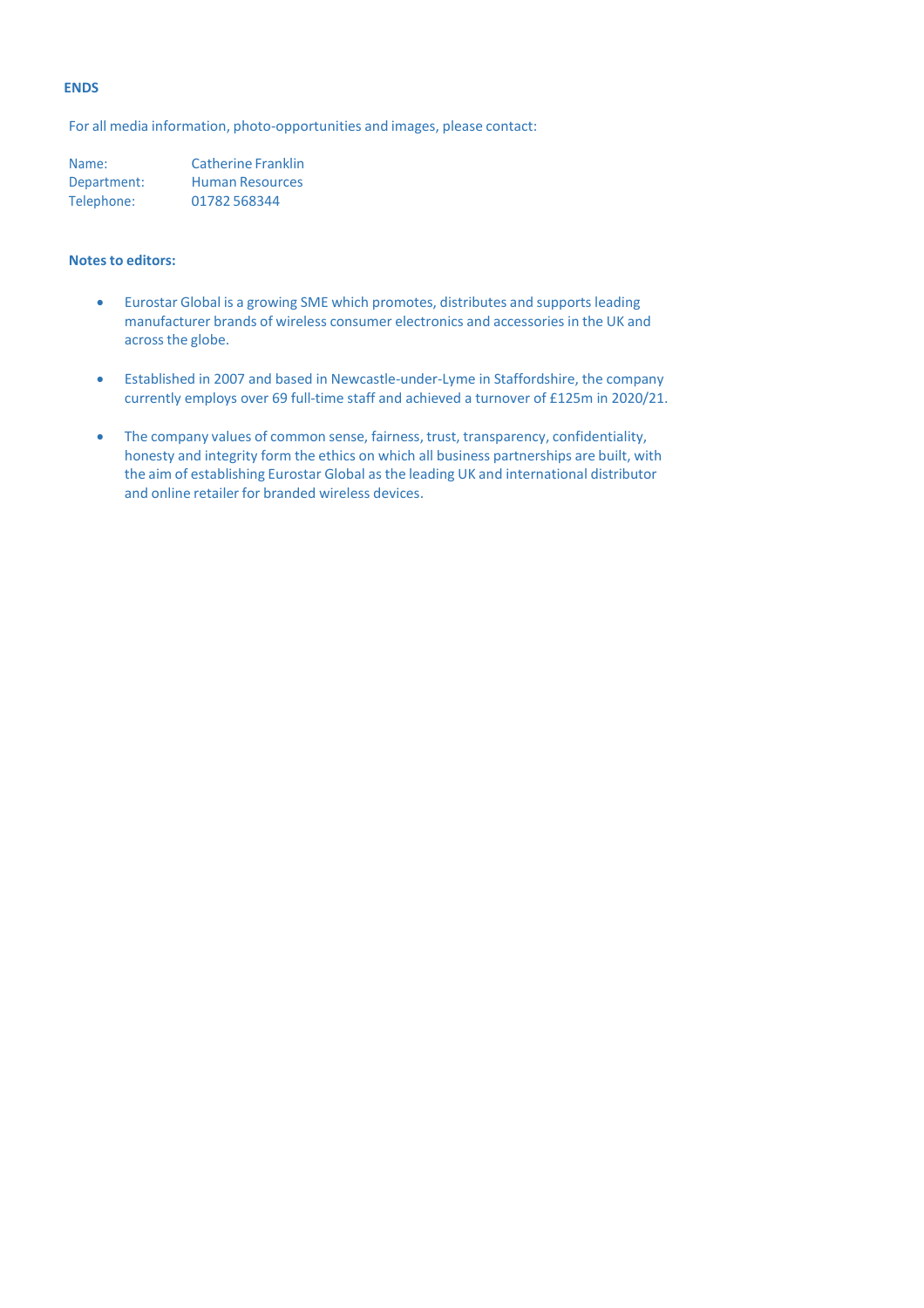**ENDS**

For all media information, photo-opportunities and images, please contact:

| | |
|---|---|
| Name: | Catherine Franklin |
| Department: | Human Resources |
| Telephone: | 01782 568344 |

**Notes to editors:**

- Eurostar Global is a growing SME which promotes, distributes and supports leading manufacturer brands of wireless consumer electronics and accessories in the UK and across the globe.

- Established in 2007 and based in Newcastle-under-Lyme in Staffordshire, the company currently employs over 69 full-time staff and achieved a turnover of £125m in 2020/21.

- The company values of common sense, fairness, trust, transparency, confidentiality, honesty and integrity form the ethics on which all business partnerships are built, with the aim of establishing Eurostar Global as the leading UK and international distributor and online retailer for branded wireless devices.